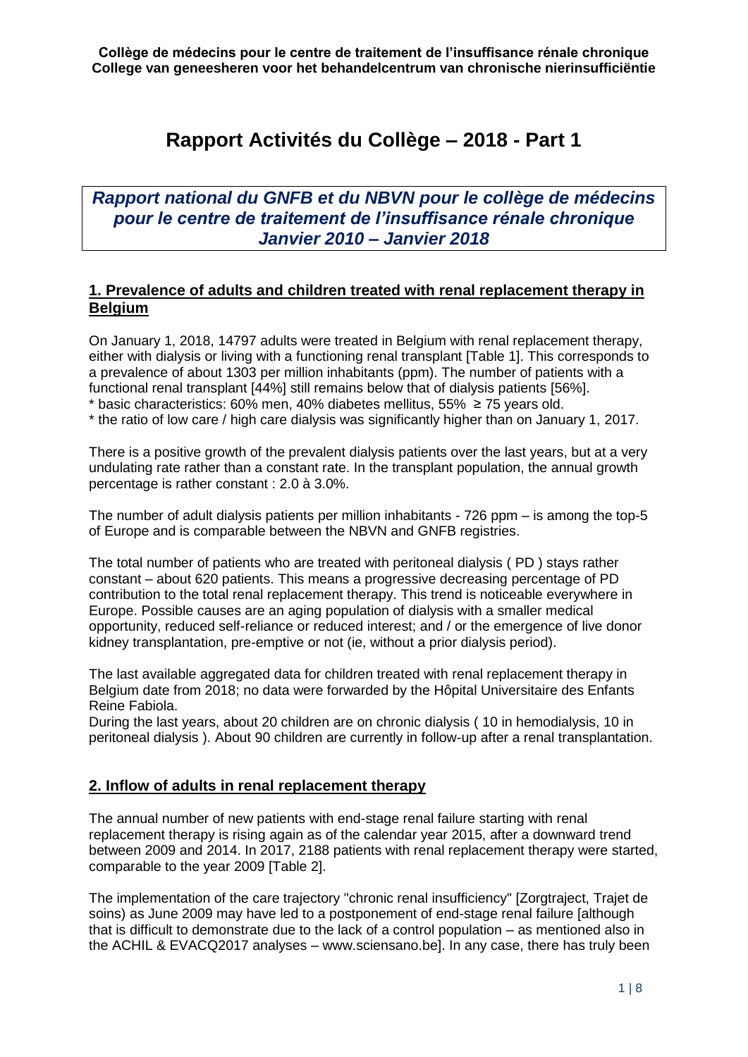**Collège de médecins pour le centre de traitement de l'insuffisance rénale chronique**
**College van geneesheren voor het behandelcentrum van chronische nierinsufficiëntie**

# Rapport Activités du Collège – 2018 - Part 1

***Rapport national du GNFB et du NBVN pour le collège de médecins pour le centre de traitement de l'insuffisance rénale chronique Janvier 2010 – Janvier 2018***

## 1. Prevalence of adults and children treated with renal replacement therapy in Belgium

On January 1, 2018, 14797 adults were treated in Belgium with renal replacement therapy, either with dialysis or living with a functioning renal transplant [Table 1]. This corresponds to a prevalence of about 1303 per million inhabitants (ppm). The number of patients with a functional renal transplant [44%] still remains below that of dialysis patients [56%].
* basic characteristics: 60% men, 40% diabetes mellitus, 55% ≥ 75 years old.
* the ratio of low care / high care dialysis was significantly higher than on January 1, 2017.

There is a positive growth of the prevalent dialysis patients over the last years, but at a very undulating rate rather than a constant rate. In the transplant population, the annual growth percentage is rather constant : 2.0 à 3.0%.

The number of adult dialysis patients per million inhabitants - 726 ppm – is among the top-5 of Europe and is comparable between the NBVN and GNFB registries.

The total number of patients who are treated with peritoneal dialysis ( PD ) stays rather constant – about 620 patients. This means a progressive decreasing percentage of PD contribution to the total renal replacement therapy. This trend is noticeable everywhere in Europe. Possible causes are an aging population of dialysis with a smaller medical opportunity, reduced self-reliance or reduced interest; and / or the emergence of live donor kidney transplantation, pre-emptive or not (ie, without a prior dialysis period).

The last available aggregated data for children treated with renal replacement therapy in Belgium date from 2018; no data were forwarded by the Hôpital Universitaire des Enfants Reine Fabiola.
During the last years, about 20 children are on chronic dialysis ( 10 in hemodialysis, 10 in peritoneal dialysis ). About 90 children are currently in follow-up after a renal transplantation.

## 2. Inflow of adults in renal replacement therapy

The annual number of new patients with end-stage renal failure starting with renal replacement therapy is rising again as of the calendar year 2015, after a downward trend between 2009 and 2014. In 2017, 2188 patients with renal replacement therapy were started, comparable to the year 2009 [Table 2].

The implementation of the care trajectory "chronic renal insufficiency" [Zorgtraject, Trajet de soins) as June 2009 may have led to a postponement of end-stage renal failure [although that is difficult to demonstrate due to the lack of a control population – as mentioned also in the ACHIL & EVACQ2017 analyses – www.sciensano.be]. In any case, there has truly been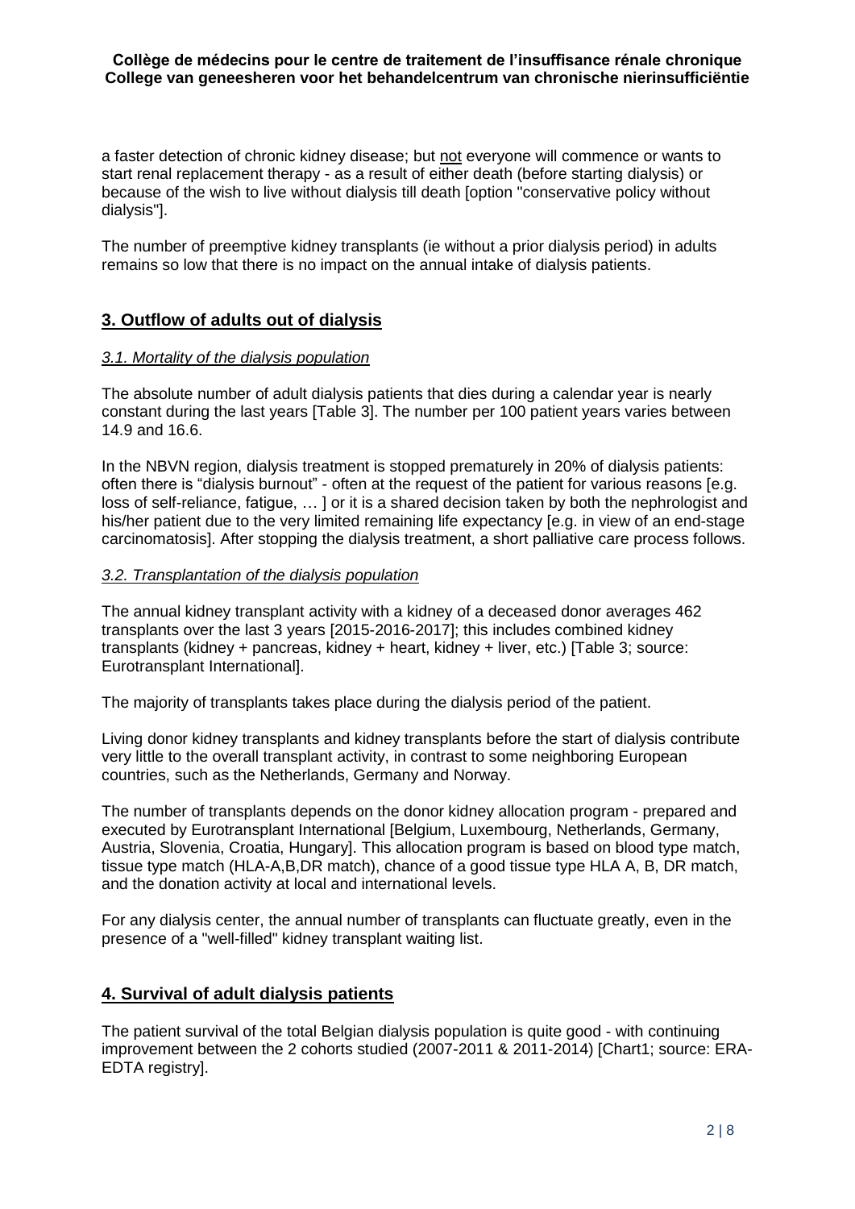a faster detection of chronic kidney disease; but not everyone will commence or wants to start renal replacement therapy - as a result of either death (before starting dialysis) or because of the wish to live without dialysis till death [option "conservative policy without dialysis"].

The number of preemptive kidney transplants (ie without a prior dialysis period) in adults remains so low that there is no impact on the annual intake of dialysis patients.

## 3. Outflow of adults out of dialysis

### *3.1. Mortality of the dialysis population*

The absolute number of adult dialysis patients that dies during a calendar year is nearly constant during the last years [Table 3]. The number per 100 patient years varies between 14.9 and 16.6.

In the NBVN region, dialysis treatment is stopped prematurely in 20% of dialysis patients: often there is "dialysis burnout" - often at the request of the patient for various reasons [e.g. loss of self-reliance, fatigue, … ] or it is a shared decision taken by both the nephrologist and his/her patient due to the very limited remaining life expectancy [e.g. in view of an end-stage carcinomatosis]. After stopping the dialysis treatment, a short palliative care process follows.

### *3.2. Transplantation of the dialysis population*

The annual kidney transplant activity with a kidney of a deceased donor averages 462 transplants over the last 3 years [2015-2016-2017]; this includes combined kidney transplants (kidney + pancreas, kidney + heart, kidney + liver, etc.) [Table 3; source: Eurotransplant International].

The majority of transplants takes place during the dialysis period of the patient.

Living donor kidney transplants and kidney transplants before the start of dialysis contribute very little to the overall transplant activity, in contrast to some neighboring European countries, such as the Netherlands, Germany and Norway.

The number of transplants depends on the donor kidney allocation program - prepared and executed by Eurotransplant International [Belgium, Luxembourg, Netherlands, Germany, Austria, Slovenia, Croatia, Hungary]. This allocation program is based on blood type match, tissue type match (HLA-A,B,DR match), chance of a good tissue type HLA A, B, DR match, and the donation activity at local and international levels.

For any dialysis center, the annual number of transplants can fluctuate greatly, even in the presence of a "well-filled" kidney transplant waiting list.

## 4. Survival of adult dialysis patients

The patient survival of the total Belgian dialysis population is quite good - with continuing improvement between the 2 cohorts studied (2007-2011 & 2011-2014) [Chart1; source: ERA-EDTA registry].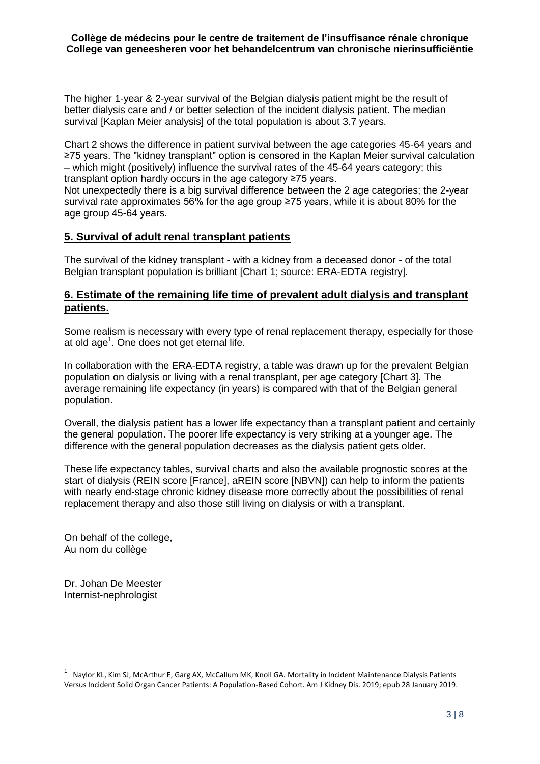The higher 1-year & 2-year survival of the Belgian dialysis patient might be the result of better dialysis care and / or better selection of the incident dialysis patient. The median survival [Kaplan Meier analysis] of the total population is about 3.7 years.

Chart 2 shows the difference in patient survival between the age categories 45-64 years and ≥75 years. The "kidney transplant" option is censored in the Kaplan Meier survival calculation – which might (positively) influence the survival rates of the 45-64 years category; this transplant option hardly occurs in the age category ≥75 years.
Not unexpectedly there is a big survival difference between the 2 age categories; the 2-year survival rate approximates 56% for the age group ≥75 years, while it is about 80% for the age group 45-64 years.

## 5. Survival of adult renal transplant patients

The survival of the kidney transplant - with a kidney from a deceased donor - of the total Belgian transplant population is brilliant [Chart 1; source: ERA-EDTA registry].

## 6. Estimate of the remaining life time of prevalent adult dialysis and transplant patients.

Some realism is necessary with every type of renal replacement therapy, especially for those at old age[1]. One does not get eternal life.

In collaboration with the ERA-EDTA registry, a table was drawn up for the prevalent Belgian population on dialysis or living with a renal transplant, per age category [Chart 3]. The average remaining life expectancy (in years) is compared with that of the Belgian general population.

Overall, the dialysis patient has a lower life expectancy than a transplant patient and certainly the general population. The poorer life expectancy is very striking at a younger age. The difference with the general population decreases as the dialysis patient gets older.

These life expectancy tables, survival charts and also the available prognostic scores at the start of dialysis (REIN score [France], aREIN score [NBVN]) can help to inform the patients with nearly end-stage chronic kidney disease more correctly about the possibilities of renal replacement therapy and also those still living on dialysis or with a transplant.

On behalf of the college,
Au nom du collège

Dr. Johan De Meester
Internist-nephrologist

[1] Naylor KL, Kim SJ, McArthur E, Garg AX, McCallum MK, Knoll GA. Mortality in Incident Maintenance Dialysis Patients Versus Incident Solid Organ Cancer Patients: A Population-Based Cohort. Am J Kidney Dis. 2019; epub 28 January 2019.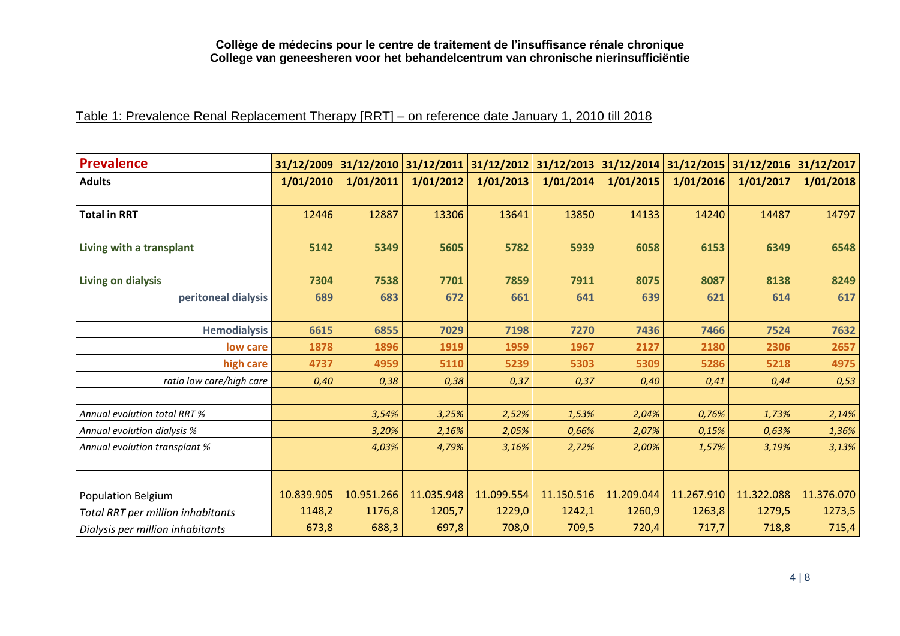**Collège de médecins pour le centre de traitement de l'insuffisance rénale chronique**
**College van geneesheren voor het behandelcentrum van chronische nierinsufficiëntie**

Table 1: Prevalence Renal Replacement Therapy [RRT] – on reference date January 1, 2010 till 2018

| **Prevalence** | **31/12/2009** | **31/12/2010** | **31/12/2011** | **31/12/2012** | **31/12/2013** | **31/12/2014** | **31/12/2015** | **31/12/2016** | **31/12/2017** |
|---|---|---|---|---|---|---|---|---|---|
| **Adults** | **1/01/2010** | **1/01/2011** | **1/01/2012** | **1/01/2013** | **1/01/2014** | **1/01/2015** | **1/01/2016** | **1/01/2017** | **1/01/2018** |
| | | | | | | | | | |
| **Total in RRT** | 12446 | 12887 | 13306 | 13641 | 13850 | 14133 | 14240 | 14487 | 14797 |
| | | | | | | | | | |
| **Living with a transplant** | **5142** | **5349** | **5605** | **5782** | **5939** | **6058** | **6153** | **6349** | **6548** |
| | | | | | | | | | |
| **Living on dialysis** | **7304** | **7538** | **7701** | **7859** | **7911** | **8075** | **8087** | **8138** | **8249** |
| **peritoneal dialysis** | **689** | **683** | **672** | **661** | **641** | **639** | **621** | **614** | **617** |
| | | | | | | | | | |
| **Hemodialysis** | **6615** | **6855** | **7029** | **7198** | **7270** | **7436** | **7466** | **7524** | **7632** |
| **low care** | **1878** | **1896** | **1919** | **1959** | **1967** | **2127** | **2180** | **2306** | **2657** |
| **high care** | **4737** | **4959** | **5110** | **5239** | **5303** | **5309** | **5286** | **5218** | **4975** |
| *ratio low care/high care* | *0,40* | *0,38* | *0,38* | *0,37* | *0,37* | *0,40* | *0,41* | *0,44* | *0,53* |
| | | | | | | | | | |
| *Annual evolution total RRT %* | | *3,54%* | *3,25%* | *2,52%* | *1,53%* | *2,04%* | *0,76%* | *1,73%* | *2,14%* |
| *Annual evolution dialysis %* | | *3,20%* | *2,16%* | *2,05%* | *0,66%* | *2,07%* | *0,15%* | *0,63%* | *1,36%* |
| *Annual evolution transplant %* | | *4,03%* | *4,79%* | *3,16%* | *2,72%* | *2,00%* | *1,57%* | *3,19%* | *3,13%* |
| | | | | | | | | | |
| | | | | | | | | | |
| Population Belgium | 10.839.905 | 10.951.266 | 11.035.948 | 11.099.554 | 11.150.516 | 11.209.044 | 11.267.910 | 11.322.088 | 11.376.070 |
| *Total RRT per million inhabitants* | 1148,2 | 1176,8 | 1205,7 | 1229,0 | 1242,1 | 1260,9 | 1263,8 | 1279,5 | 1273,5 |
| *Dialysis per million inhabitants* | 673,8 | 688,3 | 697,8 | 708,0 | 709,5 | 720,4 | 717,7 | 718,8 | 715,4 |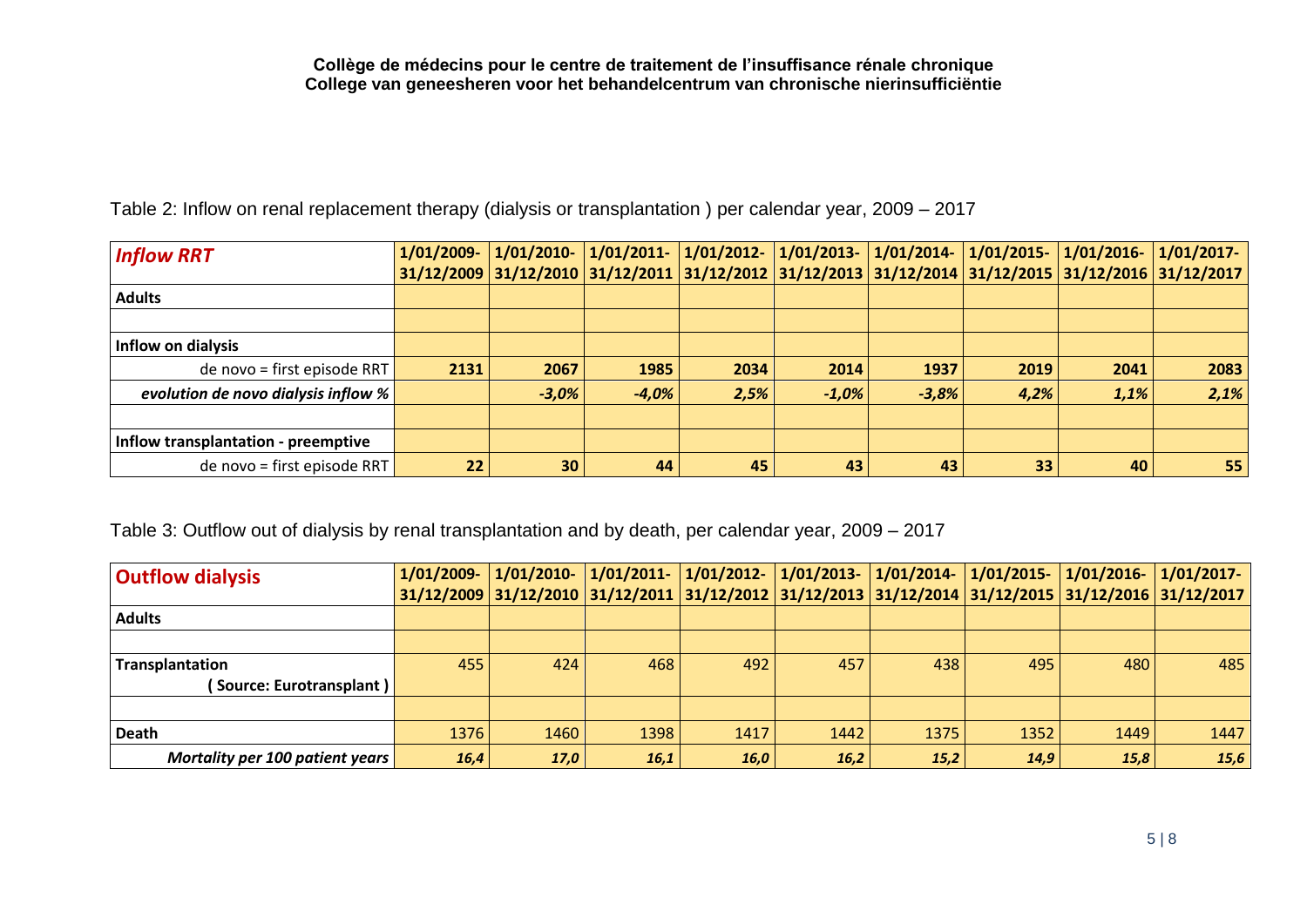**Collège de médecins pour le centre de traitement de l'insuffisance rénale chronique**
**College van geneesheren voor het behandelcentrum van chronische nierinsufficiëntie**

Table 2: Inflow on renal replacement therapy (dialysis or transplantation ) per calendar year, 2009 – 2017

| ***Inflow RRT*** | **1/01/2009-31/12/2009** | **1/01/2010-31/12/2010** | **1/01/2011-31/12/2011** | **1/01/2012-31/12/2012** | **1/01/2013-31/12/2013** | **1/01/2014-31/12/2014** | **1/01/2015-31/12/2015** | **1/01/2016-31/12/2016** | **1/01/2017-31/12/2017** |
|---|---|---|---|---|---|---|---|---|---|
| **Adults** | | | | | | | | | |
| | | | | | | | | | |
| **Inflow on dialysis** | | | | | | | | | |
| de novo = first episode RRT | **2131** | **2067** | **1985** | **2034** | **2014** | **1937** | **2019** | **2041** | **2083** |
| ***evolution de novo dialysis inflow %*** | | ***-3,0%*** | ***-4,0%*** | ***2,5%*** | ***-1,0%*** | ***-3,8%*** | ***4,2%*** | ***1,1%*** | ***2,1%*** |
| | | | | | | | | | |
| **Inflow transplantation - preemptive** | | | | | | | | | |
| de novo = first episode RRT | **22** | **30** | **44** | **45** | **43** | **43** | **33** | **40** | **55** |

Table 3: Outflow out of dialysis by renal transplantation and by death, per calendar year, 2009 – 2017

| **Outflow dialysis** | **1/01/2009-31/12/2009** | **1/01/2010-31/12/2010** | **1/01/2011-31/12/2011** | **1/01/2012-31/12/2012** | **1/01/2013-31/12/2013** | **1/01/2014-31/12/2014** | **1/01/2015-31/12/2015** | **1/01/2016-31/12/2016** | **1/01/2017-31/12/2017** |
|---|---|---|---|---|---|---|---|---|---|
| **Adults** | | | | | | | | | |
| | | | | | | | | | |
| **Transplantation ( Source: Eurotransplant )** | 455 | 424 | 468 | 492 | 457 | 438 | 495 | 480 | 485 |
| | | | | | | | | | |
| **Death** | 1376 | 1460 | 1398 | 1417 | 1442 | 1375 | 1352 | 1449 | 1447 |
| ***Mortality per 100 patient years*** | ***16,4*** | ***17,0*** | ***16,1*** | ***16,0*** | ***16,2*** | ***15,2*** | ***14,9*** | ***15,8*** | ***15,6*** |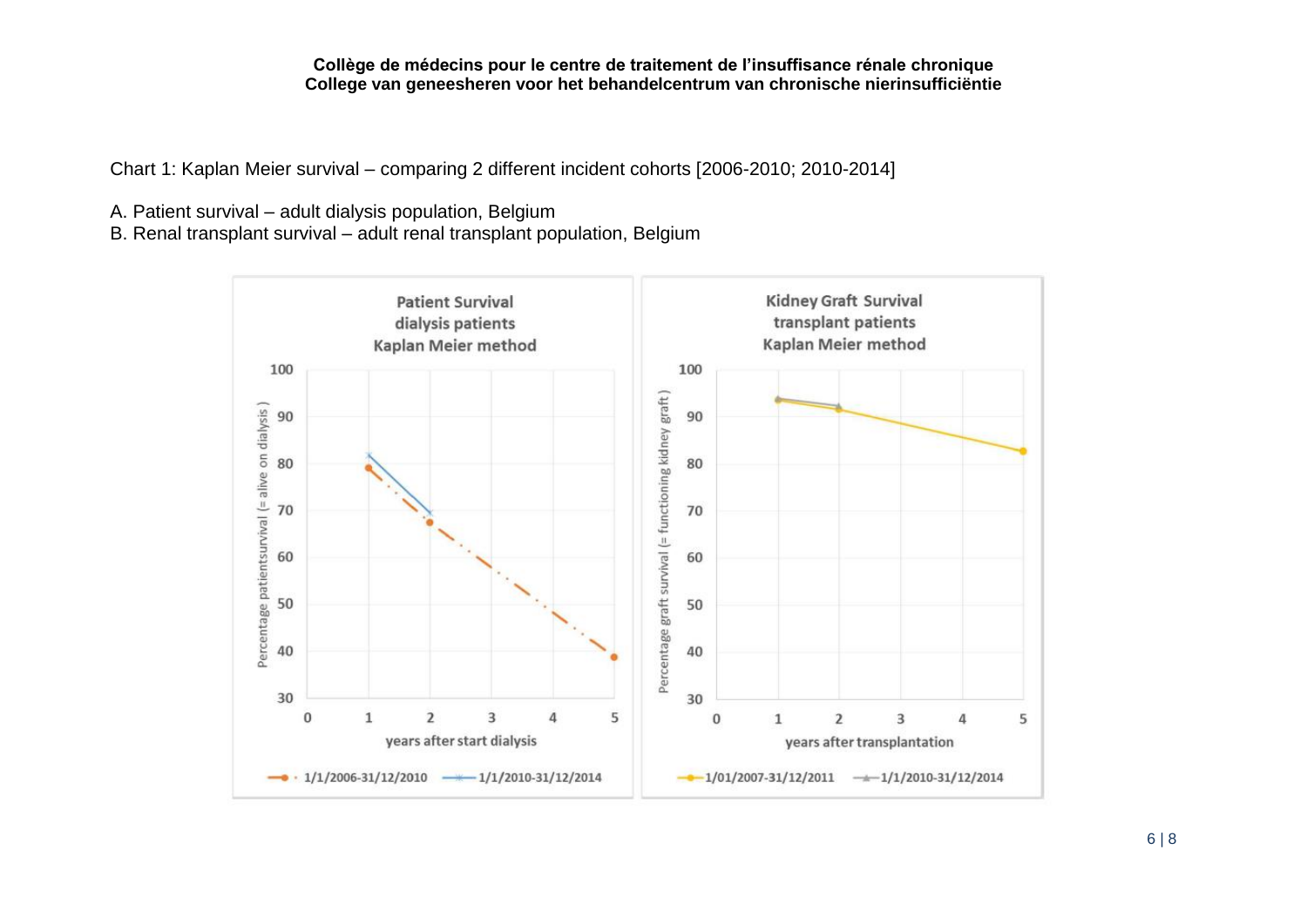Chart 1: Kaplan Meier survival – comparing 2 different incident cohorts [2006-2010; 2010-2014]

A. Patient survival – adult dialysis population, Belgium

B. Renal transplant survival – adult renal transplant population, Belgium

**Patient Survival**
**dialysis patients**
**Kaplan Meier method**

Percentage patientsurvival (= alive on dialysis)

years after start dialysis

1/1/2006-31/12/2010 — 1/1/2010-31/12/2014

**Kidney Graft Survival**
**transplant patients**
**Kaplan Meier method**

Percentage graft survival (= functioning kidney graft)

years after transplantation

1/01/2007-31/12/2011 — 1/1/2010-31/12/2014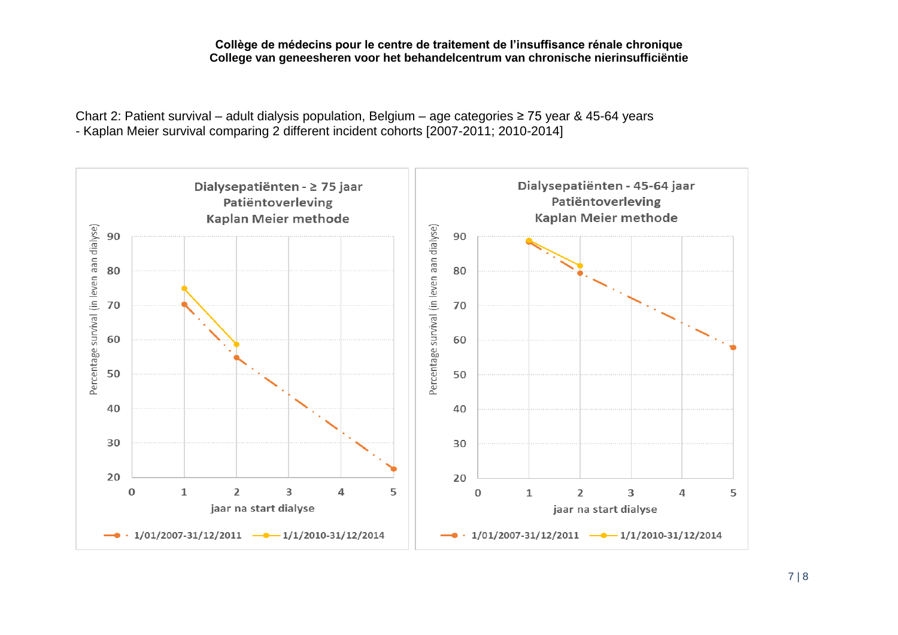**Collège de médecins pour le centre de traitement de l'insuffisance rénale chronique**
**College van geneesheren voor het behandelcentrum van chronische nierinsufficiëntie**

Chart 2: Patient survival – adult dialysis population, Belgium – age categories ≥ 75 year & 45-64 years - Kaplan Meier survival comparing 2 different incident cohorts [2007-2011; 2010-2014]

**Dialysepatiënten - ≥ 75 jaar**
**Patiëntoverleving**
**Kaplan Meier methode**

Percentage survival (in leven aan dialyse)

jaar na start dialyse

1/01/2007-31/12/2011 — 1/1/2010-31/12/2014

**Dialysepatiënten - 45-64 jaar**
**Patiëntoverleving**
**Kaplan Meier methode**

Percentage survival (in leven aan dialyse)

jaar na start dialyse

1/01/2007-31/12/2011 — 1/1/2010-31/12/2014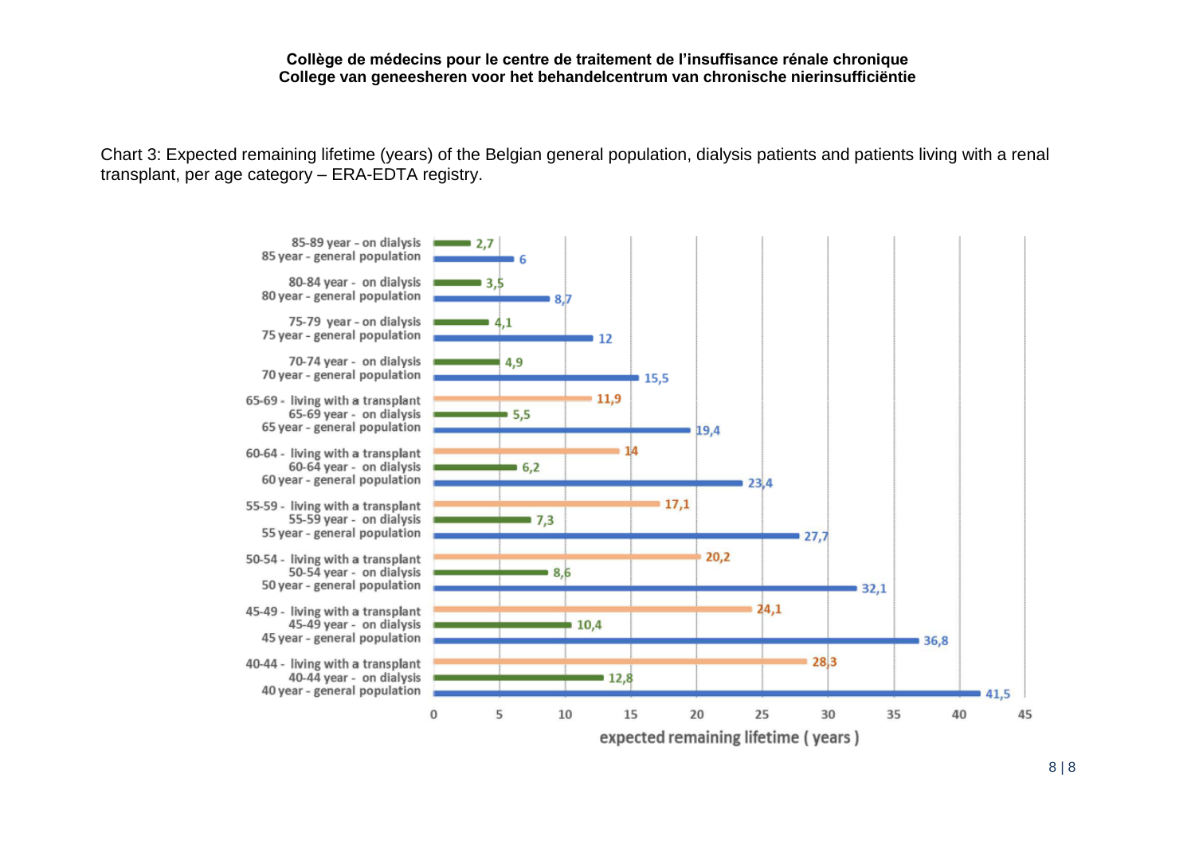**Collège de médecins pour le centre de traitement de l'insuffisance rénale chronique**
**College van geneesheren voor het behandelcentrum van chronische nierinsufficiëntie**

Chart 3: Expected remaining lifetime (years) of the Belgian general population, dialysis patients and patients living with a renal transplant, per age category – ERA-EDTA registry.

85-89 year - on dialysis 2,7
85 year - general population 6
80-84 year - on dialysis 3,5
80 year - general population 8,7
75-79 year - on dialysis 4,1
75 year - general population 12
70-74 year - on dialysis 4,9
70 year - general population 15,5
65-69 - living with a transplant 11,9
65-69 year - on dialysis 5,5
65 year - general population 19,4
60-64 - living with a transplant 14
60-64 year - on dialysis 6,2
60 year - general population 23,4
55-59 - living with a transplant 17,1
55-59 year - on dialysis 7,3
55 year - general population 27,7
50-54 - living with a transplant 20,2
50-54 year - on dialysis 8,6
50 year - general population 32,1
45-49 - living with a transplant 24,1
45-49 year - on dialysis 10,4
45 year - general population 36,8
40-44 - living with a transplant 28,3
40-44 year - on dialysis 12,8
40 year - general population 41,5

0 5 10 15 20 25 30 35 40 45

expected remaining lifetime ( years )